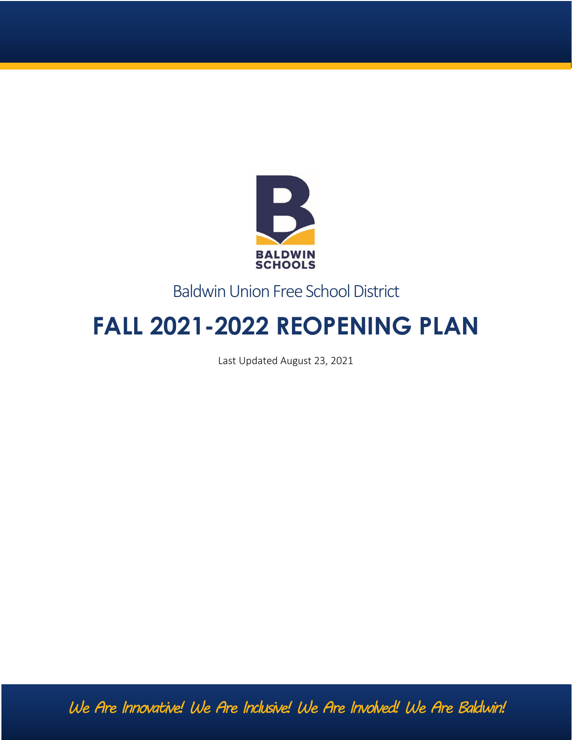BALDWIN SCHOOLS

Baldwin Union Free School District

# FALL 2021-2022 REOPENING PLAN

Last Updated August 23, 2021

*We Are Innovative! We Are Inclusive! We Are Involved! We Are Baldwin!*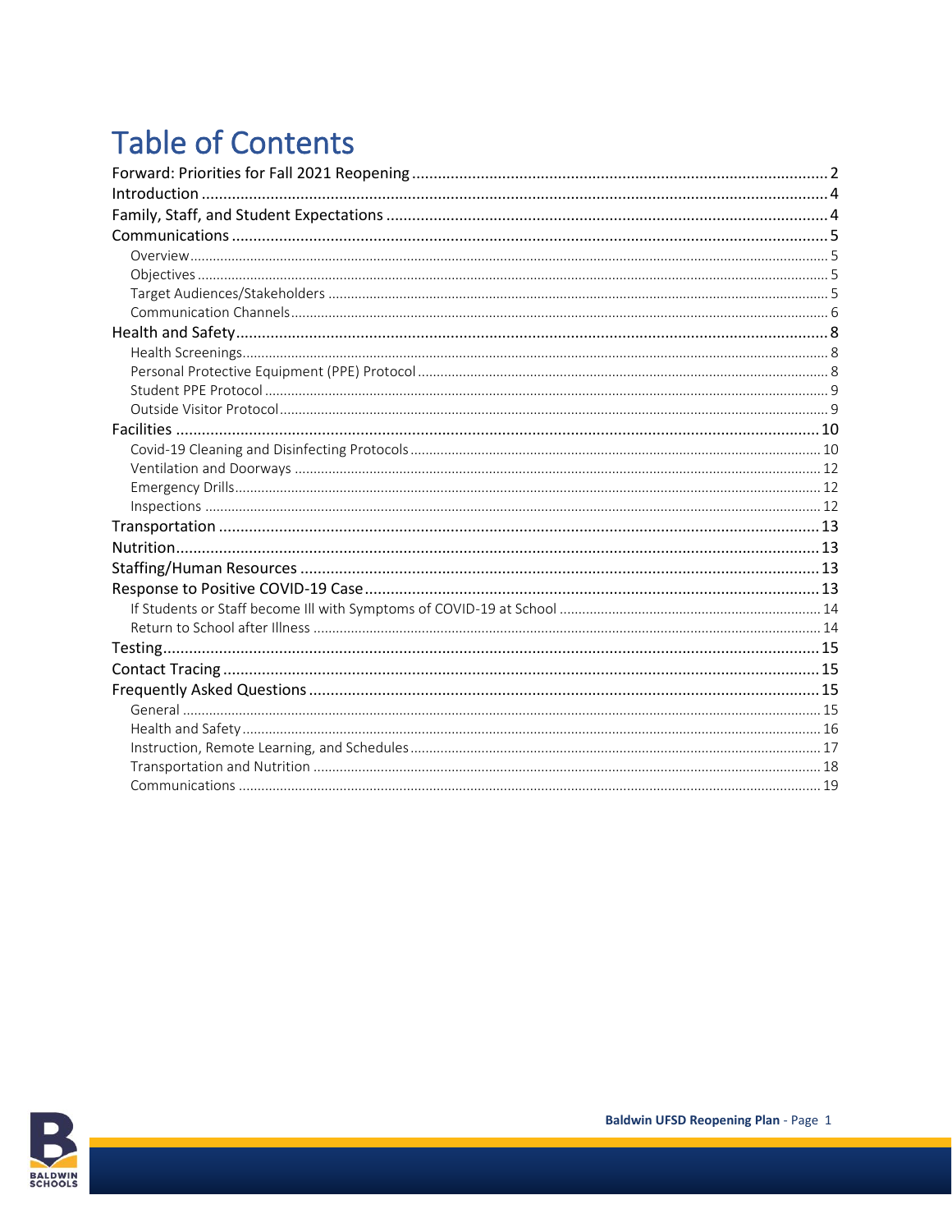# Table of Contents

- Forward: Priorities for Fall 2021 Reopening ..... 2
- Introduction ..... 4
- Family, Staff, and Student Expectations ..... 4
- Communications ..... 5
  - Overview ..... 5
  - Objectives ..... 5
  - Target Audiences/Stakeholders ..... 5
  - Communication Channels ..... 6
- Health and Safety ..... 8
  - Health Screenings ..... 8
  - Personal Protective Equipment (PPE) Protocol ..... 8
  - Student PPE Protocol ..... 9
  - Outside Visitor Protocol ..... 9
- Facilities ..... 10
  - Covid-19 Cleaning and Disinfecting Protocols ..... 10
  - Ventilation and Doorways ..... 12
  - Emergency Drills ..... 12
  - Inspections ..... 12
- Transportation ..... 13
- Nutrition ..... 13
- Staffing/Human Resources ..... 13
- Response to Positive COVID-19 Case ..... 13
  - If Students or Staff become Ill with Symptoms of COVID-19 at School ..... 14
  - Return to School after Illness ..... 14
- Testing ..... 15
- Contact Tracing ..... 15
- Frequently Asked Questions ..... 15
  - General ..... 15
  - Health and Safety ..... 16
  - Instruction, Remote Learning, and Schedules ..... 17
  - Transportation and Nutrition ..... 18
  - Communications ..... 19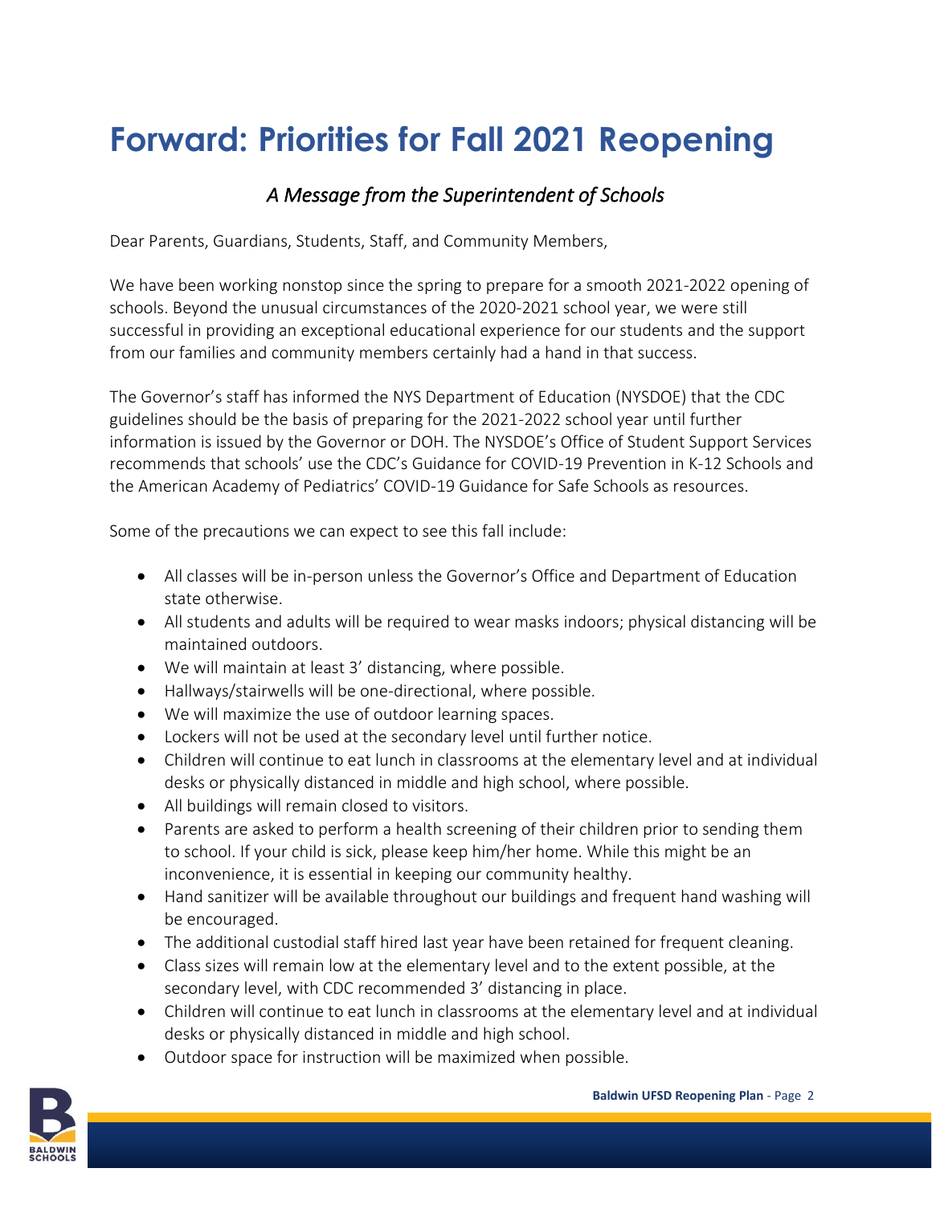# Forward: Priorities for Fall 2021 Reopening

*A Message from the Superintendent of Schools*

Dear Parents, Guardians, Students, Staff, and Community Members,

We have been working nonstop since the spring to prepare for a smooth 2021-2022 opening of schools. Beyond the unusual circumstances of the 2020-2021 school year, we were still successful in providing an exceptional educational experience for our students and the support from our families and community members certainly had a hand in that success.

The Governor's staff has informed the NYS Department of Education (NYSDOE) that the CDC guidelines should be the basis of preparing for the 2021-2022 school year until further information is issued by the Governor or DOH. The NYSDOE's Office of Student Support Services recommends that schools' use the CDC's Guidance for COVID-19 Prevention in K-12 Schools and the American Academy of Pediatrics' COVID-19 Guidance for Safe Schools as resources.

Some of the precautions we can expect to see this fall include:

- All classes will be in-person unless the Governor's Office and Department of Education state otherwise.
- All students and adults will be required to wear masks indoors; physical distancing will be maintained outdoors.
- We will maintain at least 3' distancing, where possible.
- Hallways/stairwells will be one-directional, where possible.
- We will maximize the use of outdoor learning spaces.
- Lockers will not be used at the secondary level until further notice.
- Children will continue to eat lunch in classrooms at the elementary level and at individual desks or physically distanced in middle and high school, where possible.
- All buildings will remain closed to visitors.
- Parents are asked to perform a health screening of their children prior to sending them to school. If your child is sick, please keep him/her home. While this might be an inconvenience, it is essential in keeping our community healthy.
- Hand sanitizer will be available throughout our buildings and frequent hand washing will be encouraged.
- The additional custodial staff hired last year have been retained for frequent cleaning.
- Class sizes will remain low at the elementary level and to the extent possible, at the secondary level, with CDC recommended 3' distancing in place.
- Children will continue to eat lunch in classrooms at the elementary level and at individual desks or physically distanced in middle and high school.
- Outdoor space for instruction will be maximized when possible.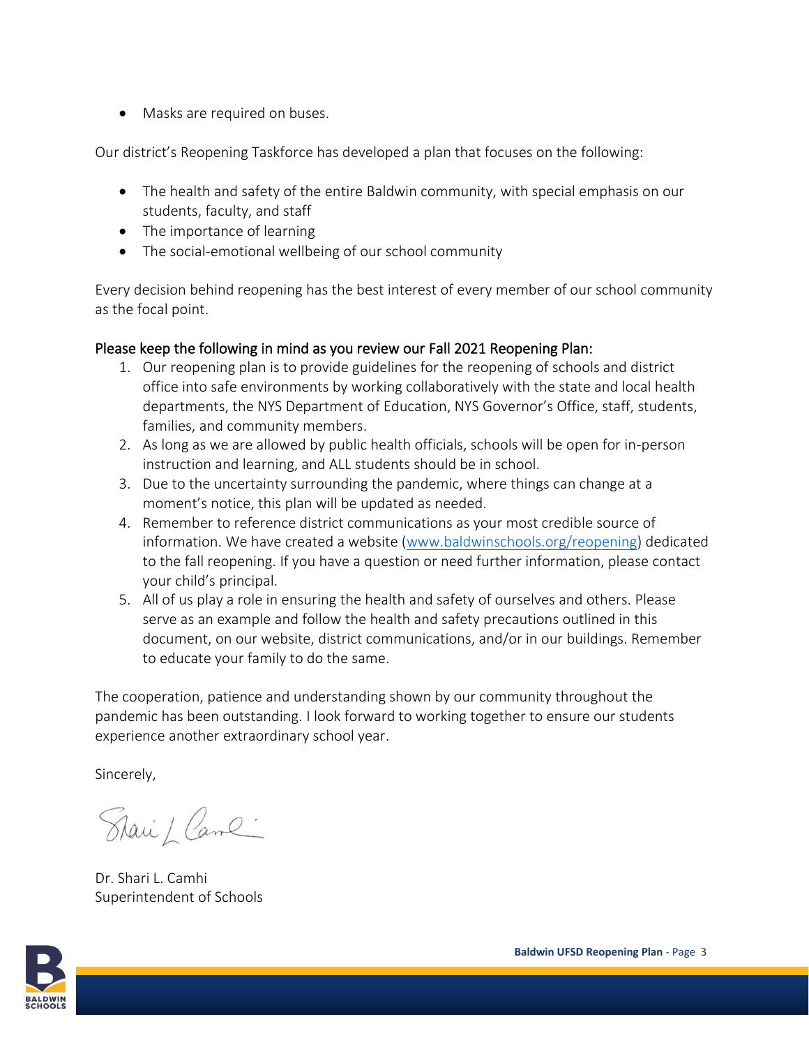- Masks are required on buses.

Our district's Reopening Taskforce has developed a plan that focuses on the following:

- The health and safety of the entire Baldwin community, with special emphasis on our students, faculty, and staff
- The importance of learning
- The social-emotional wellbeing of our school community

Every decision behind reopening has the best interest of every member of our school community as the focal point.

### Please keep the following in mind as you review our Fall 2021 Reopening Plan:

1. Our reopening plan is to provide guidelines for the reopening of schools and district office into safe environments by working collaboratively with the state and local health departments, the NYS Department of Education, NYS Governor's Office, staff, students, families, and community members.
2. As long as we are allowed by public health officials, schools will be open for in-person instruction and learning, and ALL students should be in school.
3. Due to the uncertainty surrounding the pandemic, where things can change at a moment's notice, this plan will be updated as needed.
4. Remember to reference district communications as your most credible source of information. We have created a website ([www.baldwinschools.org/reopening](www.baldwinschools.org/reopening)) dedicated to the fall reopening. If you have a question or need further information, please contact your child's principal.
5. All of us play a role in ensuring the health and safety of ourselves and others. Please serve as an example and follow the health and safety precautions outlined in this document, on our website, district communications, and/or in our buildings. Remember to educate your family to do the same.

The cooperation, patience and understanding shown by our community throughout the pandemic has been outstanding. I look forward to working together to ensure our students experience another extraordinary school year.

Sincerely,

Dr. Shari L. Camhi
Superintendent of Schools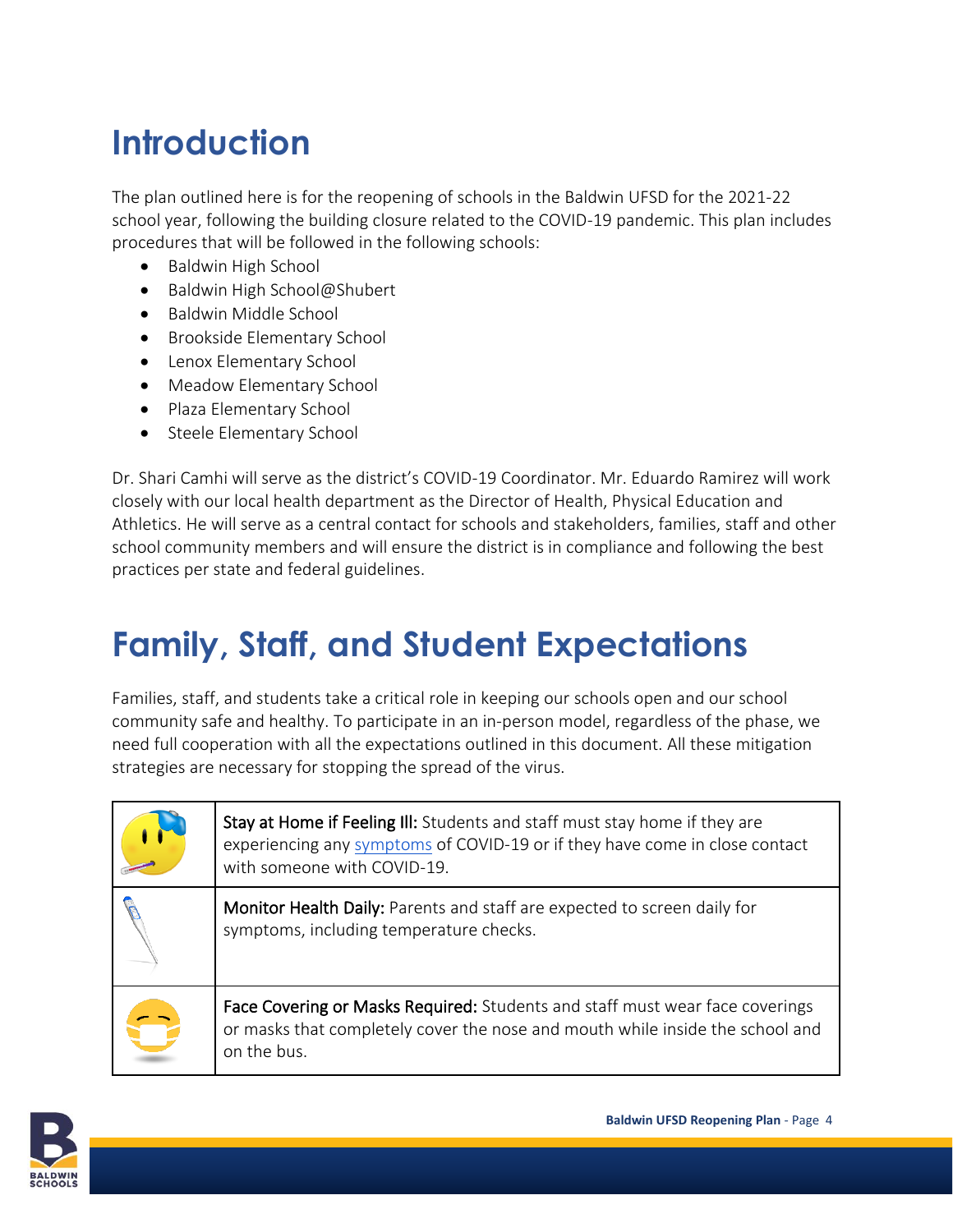# Introduction

The plan outlined here is for the reopening of schools in the Baldwin UFSD for the 2021-22 school year, following the building closure related to the COVID-19 pandemic. This plan includes procedures that will be followed in the following schools:

- Baldwin High School
- Baldwin High School@Shubert
- Baldwin Middle School
- Brookside Elementary School
- Lenox Elementary School
- Meadow Elementary School
- Plaza Elementary School
- Steele Elementary School

Dr. Shari Camhi will serve as the district's COVID-19 Coordinator. Mr. Eduardo Ramirez will work closely with our local health department as the Director of Health, Physical Education and Athletics. He will serve as a central contact for schools and stakeholders, families, staff and other school community members and will ensure the district is in compliance and following the best practices per state and federal guidelines.

# Family, Staff, and Student Expectations

Families, staff, and students take a critical role in keeping our schools open and our school community safe and healthy. To participate in an in-person model, regardless of the phase, we need full cooperation with all the expectations outlined in this document. All these mitigation strategies are necessary for stopping the spread of the virus.

| | |
|---|---|
| | **Stay at Home if Feeling Ill:** Students and staff must stay home if they are experiencing any symptoms of COVID-19 or if they have come in close contact with someone with COVID-19. |
| | **Monitor Health Daily:** Parents and staff are expected to screen daily for symptoms, including temperature checks. |
| | **Face Covering or Masks Required:** Students and staff must wear face coverings or masks that completely cover the nose and mouth while inside the school and on the bus. |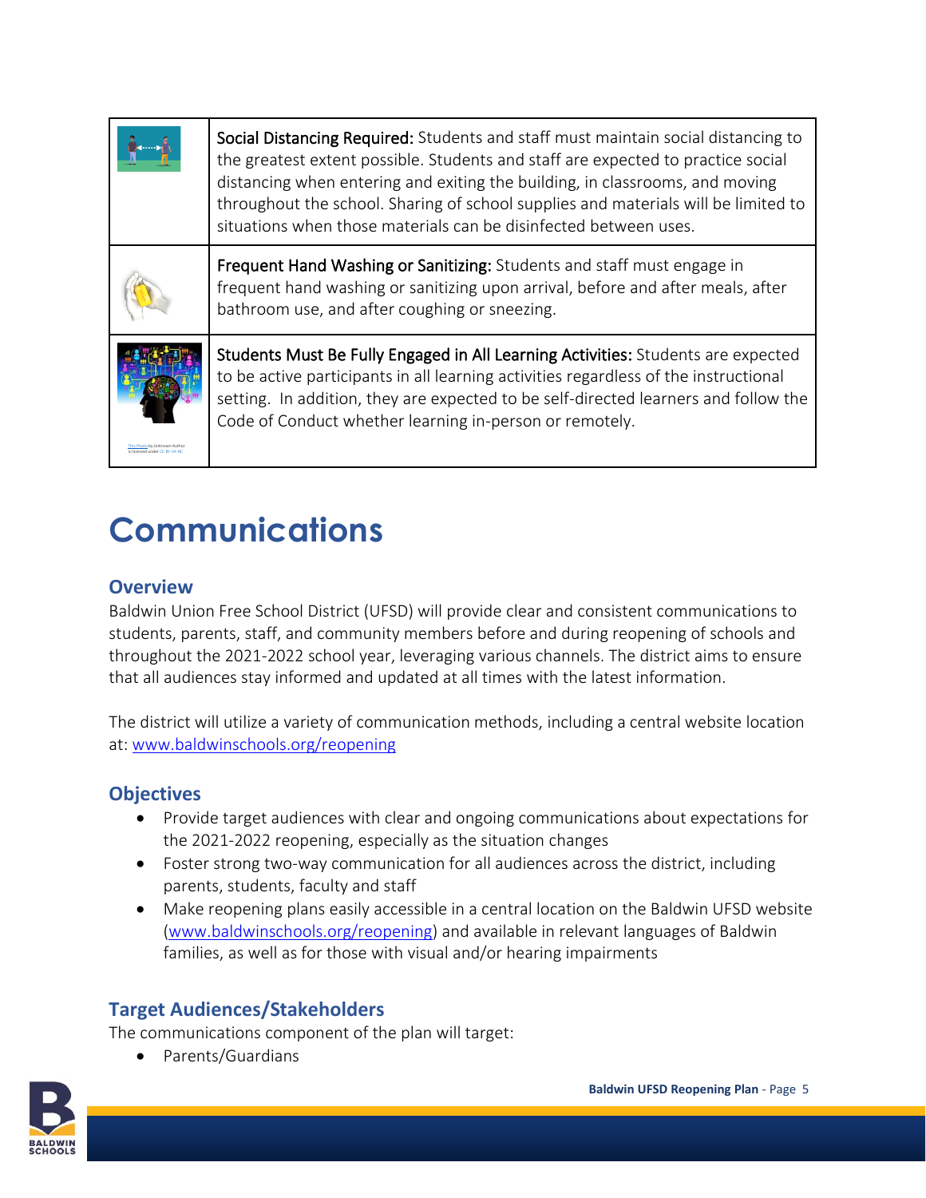| | |
|---|---|
| | **Social Distancing Required:** Students and staff must maintain social distancing to the greatest extent possible. Students and staff are expected to practice social distancing when entering and exiting the building, in classrooms, and moving throughout the school. Sharing of school supplies and materials will be limited to situations when those materials can be disinfected between uses. |
| | **Frequent Hand Washing or Sanitizing:** Students and staff must engage in frequent hand washing or sanitizing upon arrival, before and after meals, after bathroom use, and after coughing or sneezing. |
| This Photo by Unknown Author is licensed under CC BY-SA-NC | **Students Must Be Fully Engaged in All Learning Activities:** Students are expected to be active participants in all learning activities regardless of the instructional setting. In addition, they are expected to be self-directed learners and follow the Code of Conduct whether learning in-person or remotely. |

# Communications

## Overview

Baldwin Union Free School District (UFSD) will provide clear and consistent communications to students, parents, staff, and community members before and during reopening of schools and throughout the 2021-2022 school year, leveraging various channels. The district aims to ensure that all audiences stay informed and updated at all times with the latest information.

The district will utilize a variety of communication methods, including a central website location at: www.baldwinschools.org/reopening

## Objectives

- Provide target audiences with clear and ongoing communications about expectations for the 2021-2022 reopening, especially as the situation changes
- Foster strong two-way communication for all audiences across the district, including parents, students, faculty and staff
- Make reopening plans easily accessible in a central location on the Baldwin UFSD website (www.baldwinschools.org/reopening) and available in relevant languages of Baldwin families, as well as for those with visual and/or hearing impairments

## Target Audiences/Stakeholders

The communications component of the plan will target:

- Parents/Guardians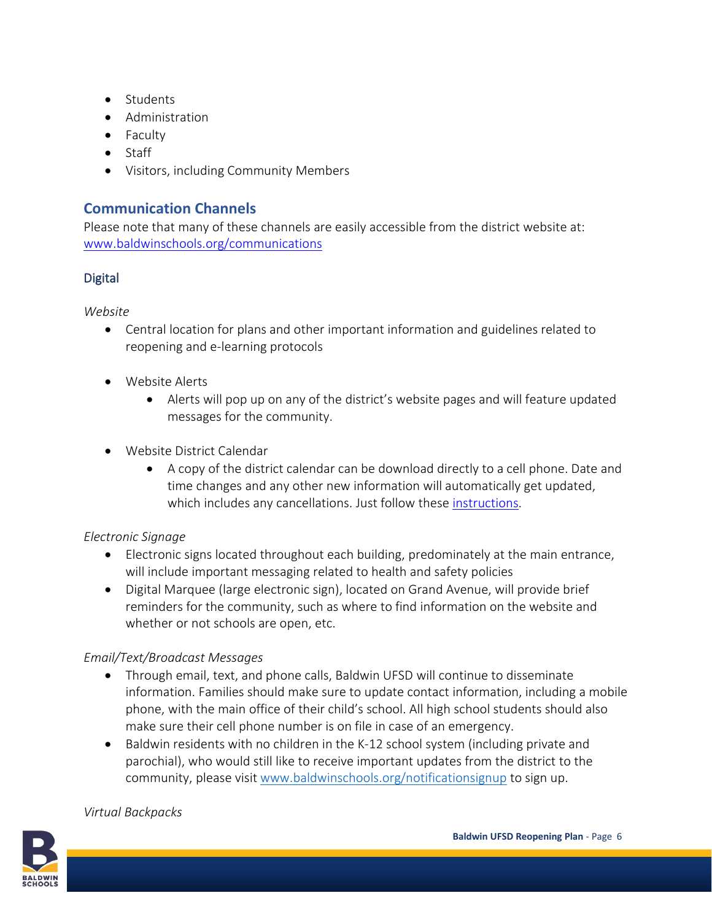- Students
- Administration
- Faculty
- Staff
- Visitors, including Community Members

## Communication Channels

Please note that many of these channels are easily accessible from the district website at: [www.baldwinschools.org/communications](www.baldwinschools.org/communications)

### Digital

*Website*

- Central location for plans and other important information and guidelines related to reopening and e-learning protocols

- Website Alerts
    - Alerts will pop up on any of the district's website pages and will feature updated messages for the community.

- Website District Calendar
    - A copy of the district calendar can be download directly to a cell phone. Date and time changes and any other new information will automatically get updated, which includes any cancellations. Just follow these instructions.

*Electronic Signage*

- Electronic signs located throughout each building, predominately at the main entrance, will include important messaging related to health and safety policies
- Digital Marquee (large electronic sign), located on Grand Avenue, will provide brief reminders for the community, such as where to find information on the website and whether or not schools are open, etc.

*Email/Text/Broadcast Messages*

- Through email, text, and phone calls, Baldwin UFSD will continue to disseminate information. Families should make sure to update contact information, including a mobile phone, with the main office of their child's school. All high school students should also make sure their cell phone number is on file in case of an emergency.
- Baldwin residents with no children in the K-12 school system (including private and parochial), who would still like to receive important updates from the district to the community, please visit [www.baldwinschools.org/notificationsignup](www.baldwinschools.org/notificationsignup) to sign up.

*Virtual Backpacks*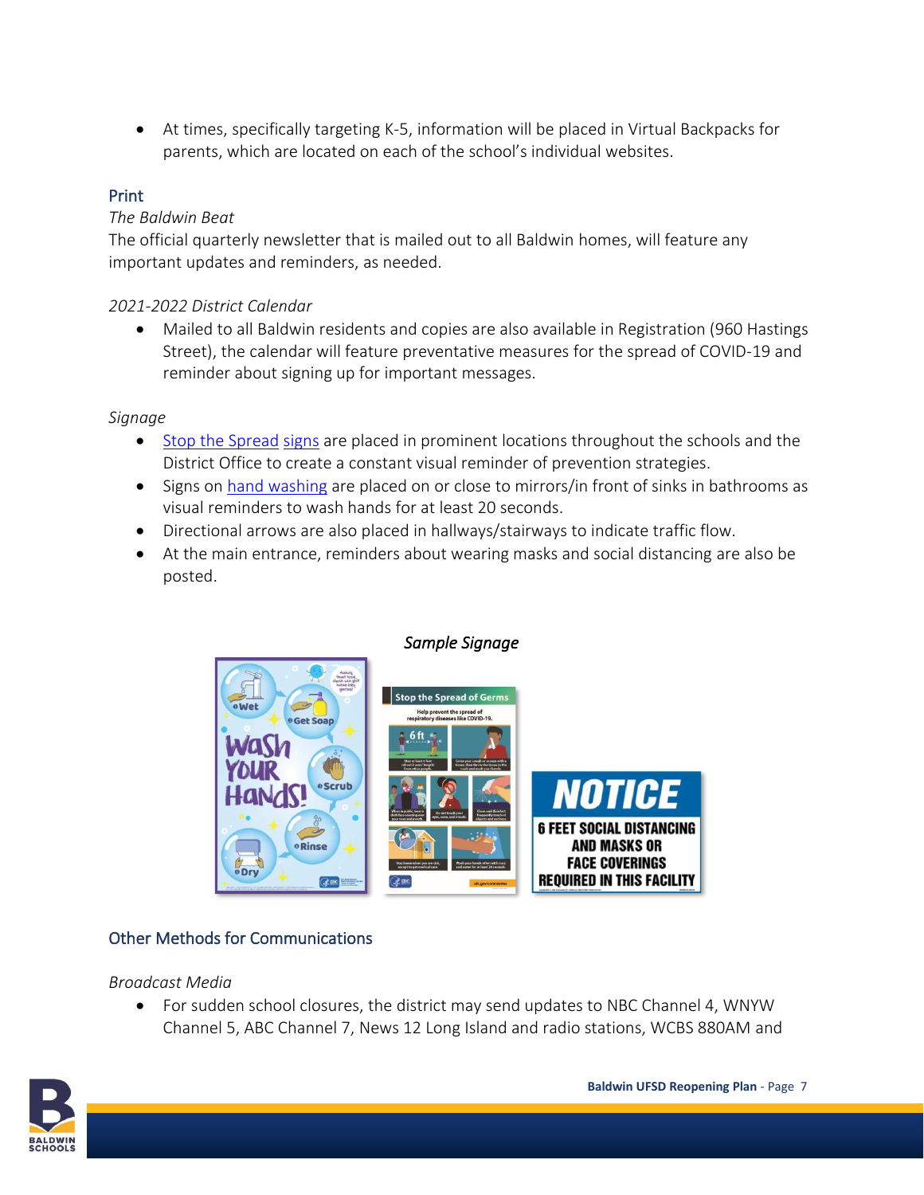- At times, specifically targeting K-5, information will be placed in Virtual Backpacks for parents, which are located on each of the school's individual websites.

## Print

*The Baldwin Beat*

The official quarterly newsletter that is mailed out to all Baldwin homes, will feature any important updates and reminders, as needed.

*2021-2022 District Calendar*

- Mailed to all Baldwin residents and copies are also available in Registration (960 Hastings Street), the calendar will feature preventative measures for the spread of COVID-19 and reminder about signing up for important messages.

*Signage*

- Stop the Spread signs are placed in prominent locations throughout the schools and the District Office to create a constant visual reminder of prevention strategies.
- Signs on hand washing are placed on or close to mirrors/in front of sinks in bathrooms as visual reminders to wash hands for at least 20 seconds.
- Directional arrows are also placed in hallways/stairways to indicate traffic flow.
- At the main entrance, reminders about wearing masks and social distancing are also be posted.

*Sample Signage*

## Other Methods for Communications

*Broadcast Media*

- For sudden school closures, the district may send updates to NBC Channel 4, WNYW Channel 5, ABC Channel 7, News 12 Long Island and radio stations, WCBS 880AM and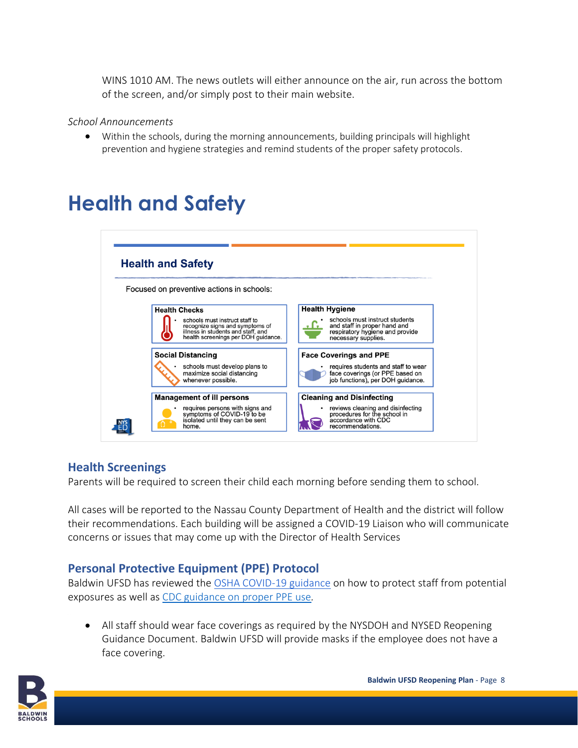WINS 1010 AM. The news outlets will either announce on the air, run across the bottom of the screen, and/or simply post to their main website.

*School Announcements*

- Within the schools, during the morning announcements, building principals will highlight prevention and hygiene strategies and remind students of the proper safety protocols.

# Health and Safety

### Health and Safety

Focused on preventive actions in schools:

| | |
|---|---|
| **Health Checks**<br>• schools must instruct staff to recognize signs and symptoms of illness in students and staff, and health screenings per DOH guidance. | **Health Hygiene**<br>• schools must instruct students and staff in proper hand and respiratory hygiene and provide necessary supplies. |
| **Social Distancing**<br>• schools must develop plans to maximize social distancing whenever possible. | **Face Coverings and PPE**<br>• requires students and staff to wear face coverings (or PPE based on job functions), per DOH guidance. |
| **Management of ill persons**<br>• requires persons with signs and symptoms of COVID-19 to be isolated until they can be sent home. | **Cleaning and Disinfecting**<br>• reviews cleaning and disinfecting procedures for the school in accordance with CDC recommendations. |

## Health Screenings

Parents will be required to screen their child each morning before sending them to school.

All cases will be reported to the Nassau County Department of Health and the district will follow their recommendations. Each building will be assigned a COVID-19 Liaison who will communicate concerns or issues that may come up with the Director of Health Services

## Personal Protective Equipment (PPE) Protocol

Baldwin UFSD has reviewed the OSHA COVID-19 guidance on how to protect staff from potential exposures as well as CDC guidance on proper PPE use.

- All staff should wear face coverings as required by the NYSDOH and NYSED Reopening Guidance Document. Baldwin UFSD will provide masks if the employee does not have a face covering.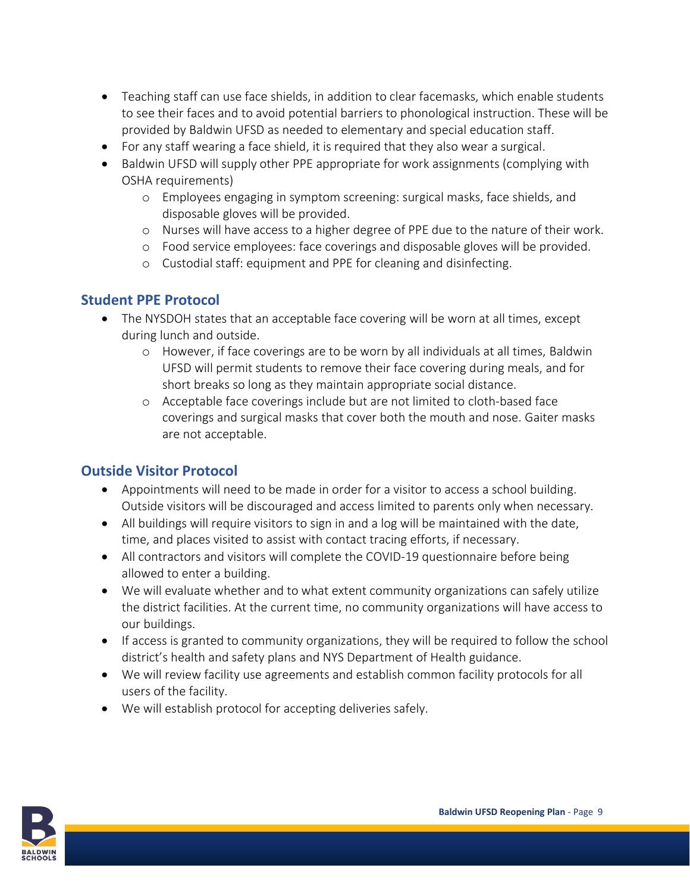- Teaching staff can use face shields, in addition to clear facemasks, which enable students to see their faces and to avoid potential barriers to phonological instruction. These will be provided by Baldwin UFSD as needed to elementary and special education staff.
- For any staff wearing a face shield, it is required that they also wear a surgical.
- Baldwin UFSD will supply other PPE appropriate for work assignments (complying with OSHA requirements)
  - Employees engaging in symptom screening: surgical masks, face shields, and disposable gloves will be provided.
  - Nurses will have access to a higher degree of PPE due to the nature of their work.
  - Food service employees: face coverings and disposable gloves will be provided.
  - Custodial staff: equipment and PPE for cleaning and disinfecting.

## Student PPE Protocol

- The NYSDOH states that an acceptable face covering will be worn at all times, except during lunch and outside.
  - However, if face coverings are to be worn by all individuals at all times, Baldwin UFSD will permit students to remove their face covering during meals, and for short breaks so long as they maintain appropriate social distance.
  - Acceptable face coverings include but are not limited to cloth-based face coverings and surgical masks that cover both the mouth and nose. Gaiter masks are not acceptable.

## Outside Visitor Protocol

- Appointments will need to be made in order for a visitor to access a school building. Outside visitors will be discouraged and access limited to parents only when necessary.
- All buildings will require visitors to sign in and a log will be maintained with the date, time, and places visited to assist with contact tracing efforts, if necessary.
- All contractors and visitors will complete the COVID-19 questionnaire before being allowed to enter a building.
- We will evaluate whether and to what extent community organizations can safely utilize the district facilities. At the current time, no community organizations will have access to our buildings.
- If access is granted to community organizations, they will be required to follow the school district's health and safety plans and NYS Department of Health guidance.
- We will review facility use agreements and establish common facility protocols for all users of the facility.
- We will establish protocol for accepting deliveries safely.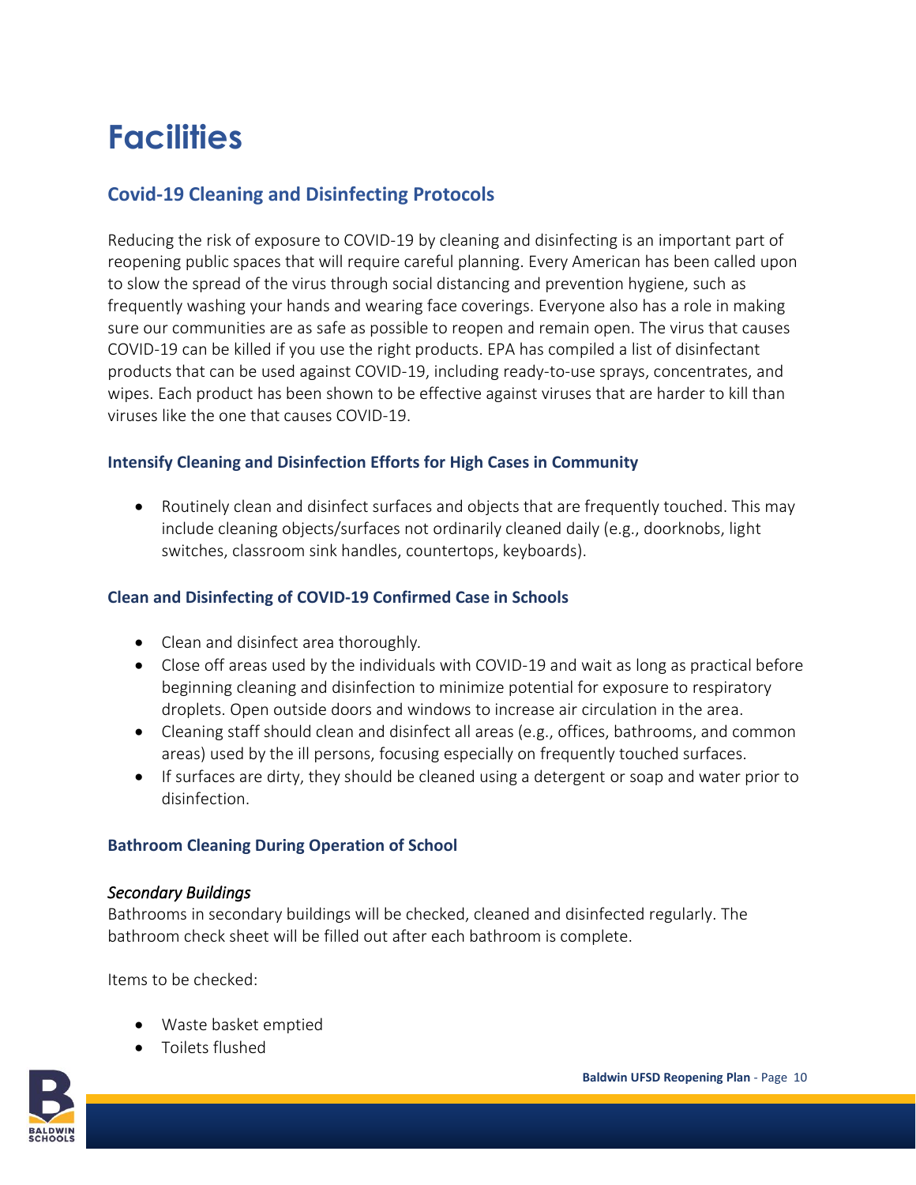# Facilities

## Covid-19 Cleaning and Disinfecting Protocols

Reducing the risk of exposure to COVID-19 by cleaning and disinfecting is an important part of reopening public spaces that will require careful planning. Every American has been called upon to slow the spread of the virus through social distancing and prevention hygiene, such as frequently washing your hands and wearing face coverings. Everyone also has a role in making sure our communities are as safe as possible to reopen and remain open. The virus that causes COVID-19 can be killed if you use the right products. EPA has compiled a list of disinfectant products that can be used against COVID-19, including ready-to-use sprays, concentrates, and wipes. Each product has been shown to be effective against viruses that are harder to kill than viruses like the one that causes COVID-19.

### Intensify Cleaning and Disinfection Efforts for High Cases in Community

- Routinely clean and disinfect surfaces and objects that are frequently touched. This may include cleaning objects/surfaces not ordinarily cleaned daily (e.g., doorknobs, light switches, classroom sink handles, countertops, keyboards).

### Clean and Disinfecting of COVID-19 Confirmed Case in Schools

- Clean and disinfect area thoroughly.
- Close off areas used by the individuals with COVID-19 and wait as long as practical before beginning cleaning and disinfection to minimize potential for exposure to respiratory droplets. Open outside doors and windows to increase air circulation in the area.
- Cleaning staff should clean and disinfect all areas (e.g., offices, bathrooms, and common areas) used by the ill persons, focusing especially on frequently touched surfaces.
- If surfaces are dirty, they should be cleaned using a detergent or soap and water prior to disinfection.

### Bathroom Cleaning During Operation of School

*Secondary Buildings*

Bathrooms in secondary buildings will be checked, cleaned and disinfected regularly. The bathroom check sheet will be filled out after each bathroom is complete.

Items to be checked:

- Waste basket emptied
- Toilets flushed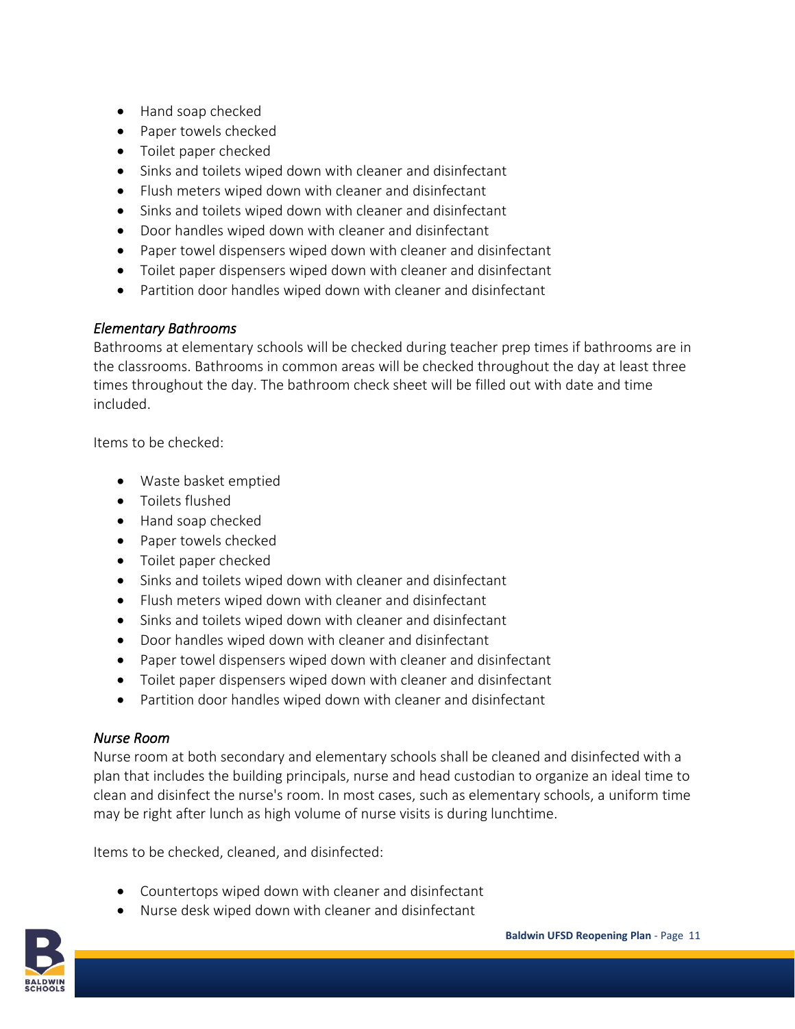- Hand soap checked
- Paper towels checked
- Toilet paper checked
- Sinks and toilets wiped down with cleaner and disinfectant
- Flush meters wiped down with cleaner and disinfectant
- Sinks and toilets wiped down with cleaner and disinfectant
- Door handles wiped down with cleaner and disinfectant
- Paper towel dispensers wiped down with cleaner and disinfectant
- Toilet paper dispensers wiped down with cleaner and disinfectant
- Partition door handles wiped down with cleaner and disinfectant

*Elementary Bathrooms*

Bathrooms at elementary schools will be checked during teacher prep times if bathrooms are in the classrooms. Bathrooms in common areas will be checked throughout the day at least three times throughout the day. The bathroom check sheet will be filled out with date and time included.

Items to be checked:

- Waste basket emptied
- Toilets flushed
- Hand soap checked
- Paper towels checked
- Toilet paper checked
- Sinks and toilets wiped down with cleaner and disinfectant
- Flush meters wiped down with cleaner and disinfectant
- Sinks and toilets wiped down with cleaner and disinfectant
- Door handles wiped down with cleaner and disinfectant
- Paper towel dispensers wiped down with cleaner and disinfectant
- Toilet paper dispensers wiped down with cleaner and disinfectant
- Partition door handles wiped down with cleaner and disinfectant

*Nurse Room*

Nurse room at both secondary and elementary schools shall be cleaned and disinfected with a plan that includes the building principals, nurse and head custodian to organize an ideal time to clean and disinfect the nurse's room. In most cases, such as elementary schools, a uniform time may be right after lunch as high volume of nurse visits is during lunchtime.

Items to be checked, cleaned, and disinfected:

- Countertops wiped down with cleaner and disinfectant
- Nurse desk wiped down with cleaner and disinfectant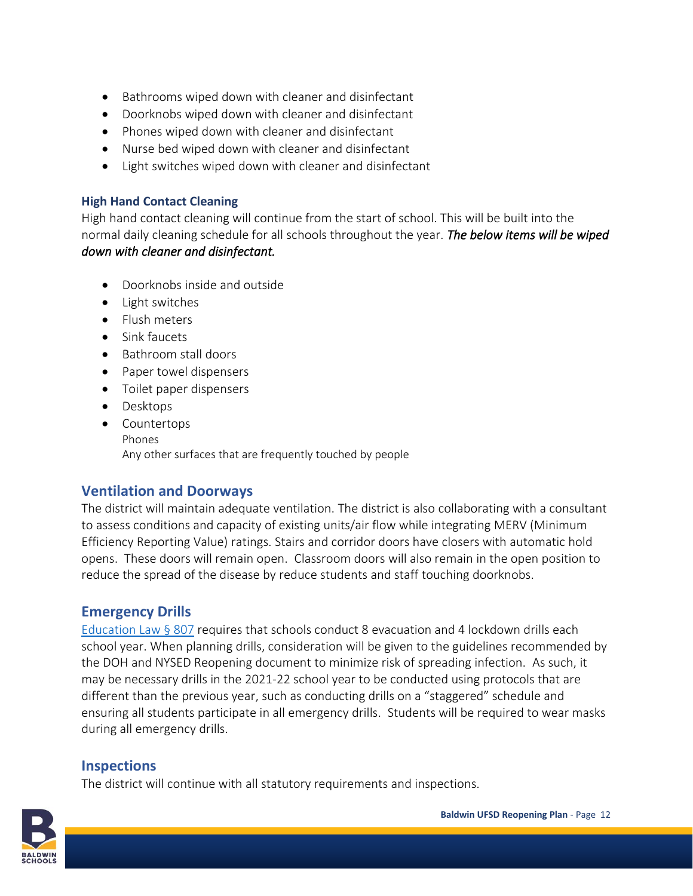- Bathrooms wiped down with cleaner and disinfectant
- Doorknobs wiped down with cleaner and disinfectant
- Phones wiped down with cleaner and disinfectant
- Nurse bed wiped down with cleaner and disinfectant
- Light switches wiped down with cleaner and disinfectant

#### High Hand Contact Cleaning

High hand contact cleaning will continue from the start of school. This will be built into the normal daily cleaning schedule for all schools throughout the year. ***The below items will be wiped down with cleaner and disinfectant.***

- Doorknobs inside and outside
- Light switches
- Flush meters
- Sink faucets
- Bathroom stall doors
- Paper towel dispensers
- Toilet paper dispensers
- Desktops
- Countertops
  Phones
  Any other surfaces that are frequently touched by people

### Ventilation and Doorways

The district will maintain adequate ventilation. The district is also collaborating with a consultant to assess conditions and capacity of existing units/air flow while integrating MERV (Minimum Efficiency Reporting Value) ratings. Stairs and corridor doors have closers with automatic hold opens. These doors will remain open. Classroom doors will also remain in the open position to reduce the spread of the disease by reduce students and staff touching doorknobs.

### Emergency Drills

Education Law § 807 requires that schools conduct 8 evacuation and 4 lockdown drills each school year. When planning drills, consideration will be given to the guidelines recommended by the DOH and NYSED Reopening document to minimize risk of spreading infection. As such, it may be necessary drills in the 2021-22 school year to be conducted using protocols that are different than the previous year, such as conducting drills on a "staggered" schedule and ensuring all students participate in all emergency drills. Students will be required to wear masks during all emergency drills.

### Inspections

The district will continue with all statutory requirements and inspections.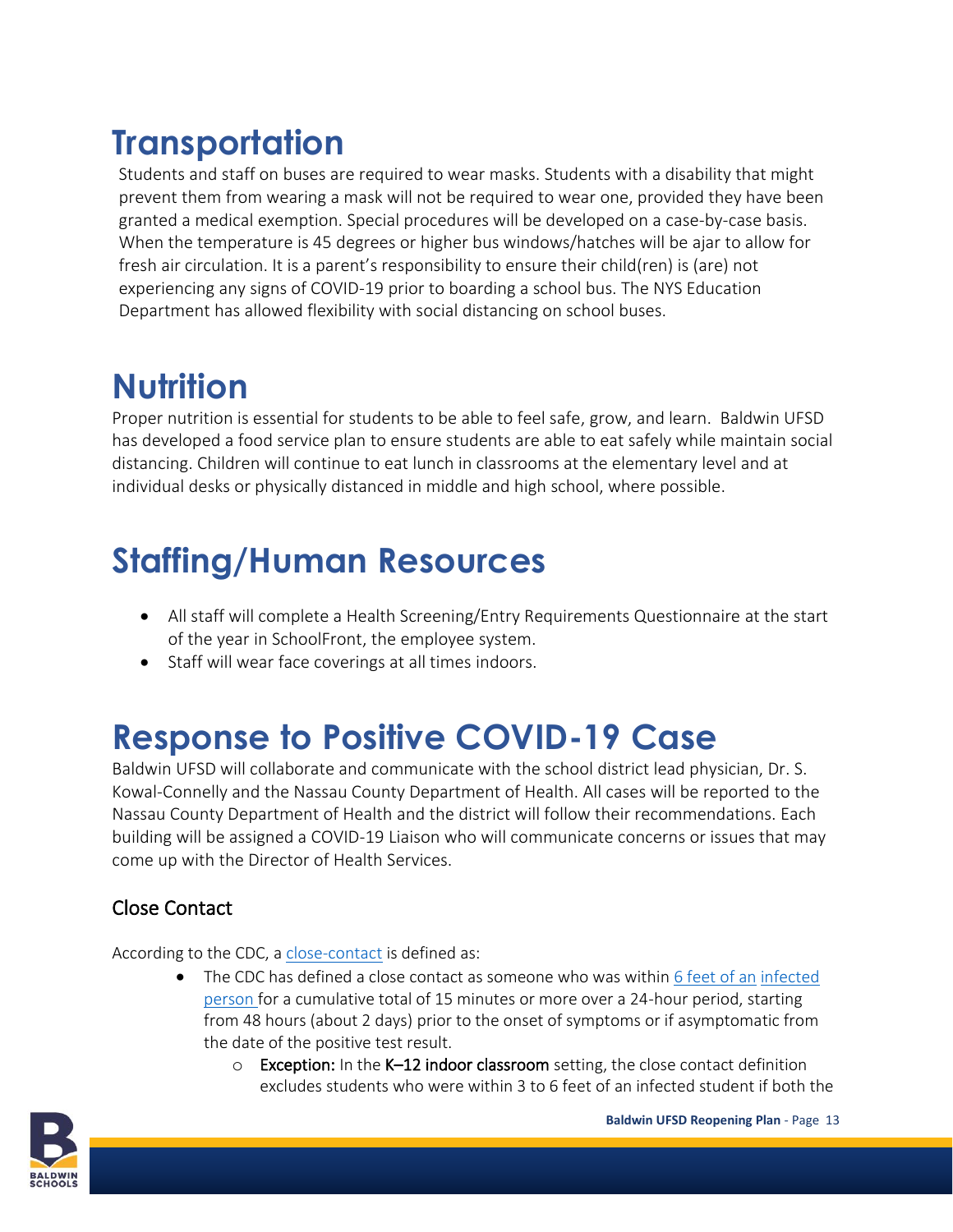# Transportation

Students and staff on buses are required to wear masks. Students with a disability that might prevent them from wearing a mask will not be required to wear one, provided they have been granted a medical exemption. Special procedures will be developed on a case-by-case basis. When the temperature is 45 degrees or higher bus windows/hatches will be ajar to allow for fresh air circulation. It is a parent's responsibility to ensure their child(ren) is (are) not experiencing any signs of COVID-19 prior to boarding a school bus. The NYS Education Department has allowed flexibility with social distancing on school buses.

# Nutrition

Proper nutrition is essential for students to be able to feel safe, grow, and learn. Baldwin UFSD has developed a food service plan to ensure students are able to eat safely while maintain social distancing. Children will continue to eat lunch in classrooms at the elementary level and at individual desks or physically distanced in middle and high school, where possible.

# Staffing/Human Resources

- All staff will complete a Health Screening/Entry Requirements Questionnaire at the start of the year in SchoolFront, the employee system.
- Staff will wear face coverings at all times indoors.

# Response to Positive COVID-19 Case

Baldwin UFSD will collaborate and communicate with the school district lead physician, Dr. S. Kowal-Connelly and the Nassau County Department of Health. All cases will be reported to the Nassau County Department of Health and the district will follow their recommendations. Each building will be assigned a COVID-19 Liaison who will communicate concerns or issues that may come up with the Director of Health Services.

## Close Contact

According to the CDC, a close-contact is defined as:

- The CDC has defined a close contact as someone who was within 6 feet of an infected person for a cumulative total of 15 minutes or more over a 24-hour period, starting from 48 hours (about 2 days) prior to the onset of symptoms or if asymptomatic from the date of the positive test result.
  - **Exception:** In the **K–12 indoor classroom** setting, the close contact definition excludes students who were within 3 to 6 feet of an infected student if both the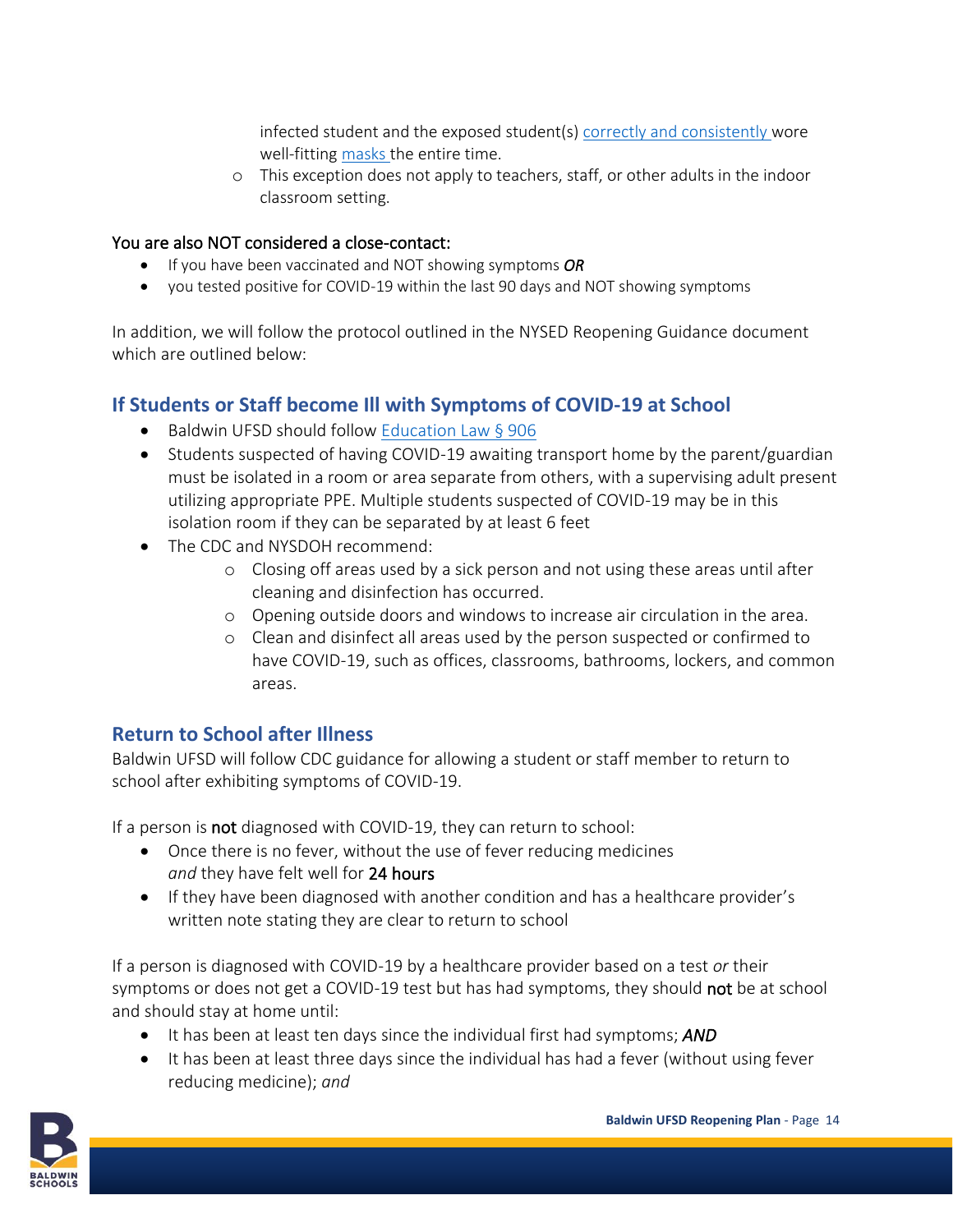infected student and the exposed student(s) correctly and consistently wore well-fitting masks the entire time.

- This exception does not apply to teachers, staff, or other adults in the indoor classroom setting.

You are also NOT considered a close-contact:

- If you have been vaccinated and NOT showing symptoms ***OR***
- you tested positive for COVID-19 within the last 90 days and NOT showing symptoms

In addition, we will follow the protocol outlined in the NYSED Reopening Guidance document which are outlined below:

## If Students or Staff become Ill with Symptoms of COVID-19 at School

- Baldwin UFSD should follow Education Law § 906
- Students suspected of having COVID-19 awaiting transport home by the parent/guardian must be isolated in a room or area separate from others, with a supervising adult present utilizing appropriate PPE. Multiple students suspected of COVID-19 may be in this isolation room if they can be separated by at least 6 feet
- The CDC and NYSDOH recommend:
  - Closing off areas used by a sick person and not using these areas until after cleaning and disinfection has occurred.
  - Opening outside doors and windows to increase air circulation in the area.
  - Clean and disinfect all areas used by the person suspected or confirmed to have COVID-19, such as offices, classrooms, bathrooms, lockers, and common areas.

## Return to School after Illness

Baldwin UFSD will follow CDC guidance for allowing a student or staff member to return to school after exhibiting symptoms of COVID-19.

If a person is **not** diagnosed with COVID-19, they can return to school:

- Once there is no fever, without the use of fever reducing medicines *and* they have felt well for **24 hours**
- If they have been diagnosed with another condition and has a healthcare provider's written note stating they are clear to return to school

If a person is diagnosed with COVID-19 by a healthcare provider based on a test *or* their symptoms or does not get a COVID-19 test but has had symptoms, they should **not** be at school and should stay at home until:

- It has been at least ten days since the individual first had symptoms; ***AND***
- It has been at least three days since the individual has had a fever (without using fever reducing medicine); *and*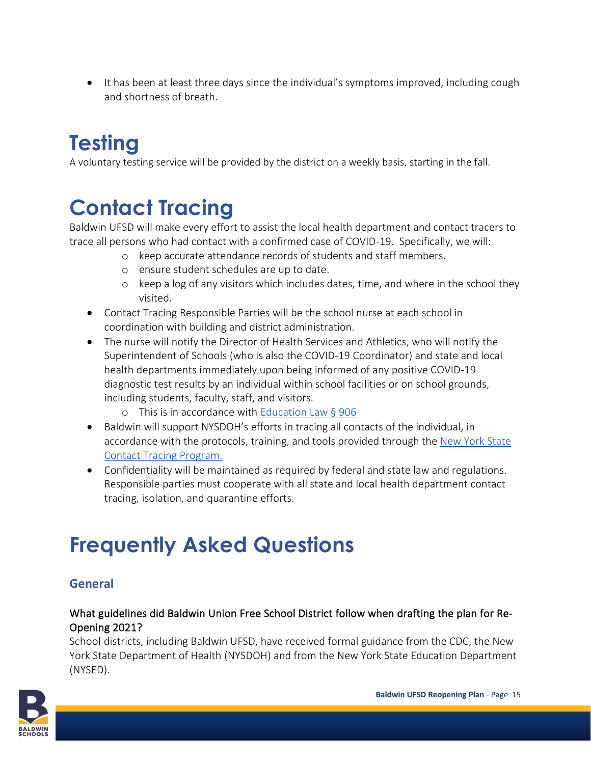- It has been at least three days since the individual's symptoms improved, including cough and shortness of breath.

# Testing

A voluntary testing service will be provided by the district on a weekly basis, starting in the fall.

# Contact Tracing

Baldwin UFSD will make every effort to assist the local health department and contact tracers to trace all persons who had contact with a confirmed case of COVID-19. Specifically, we will:

  - keep accurate attendance records of students and staff members.
  - ensure student schedules are up to date.
  - keep a log of any visitors which includes dates, time, and where in the school they visited.

- Contact Tracing Responsible Parties will be the school nurse at each school in coordination with building and district administration.
- The nurse will notify the Director of Health Services and Athletics, who will notify the Superintendent of Schools (who is also the COVID-19 Coordinator) and state and local health departments immediately upon being informed of any positive COVID-19 diagnostic test results by an individual within school facilities or on school grounds, including students, faculty, staff, and visitors.
  - This is in accordance with Education Law § 906
- Baldwin will support NYSDOH's efforts in tracing all contacts of the individual, in accordance with the protocols, training, and tools provided through the New York State Contact Tracing Program.
- Confidentiality will be maintained as required by federal and state law and regulations. Responsible parties must cooperate with all state and local health department contact tracing, isolation, and quarantine efforts.

# Frequently Asked Questions

## General

### What guidelines did Baldwin Union Free School District follow when drafting the plan for Re-Opening 2021?

School districts, including Baldwin UFSD, have received formal guidance from the CDC, the New York State Department of Health (NYSDOH) and from the New York State Education Department (NYSED).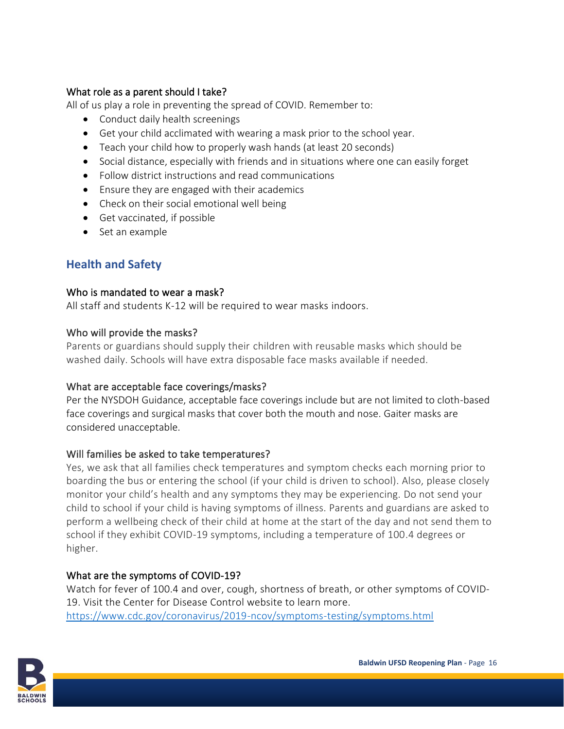### What role as a parent should I take?

All of us play a role in preventing the spread of COVID. Remember to:

- Conduct daily health screenings
- Get your child acclimated with wearing a mask prior to the school year.
- Teach your child how to properly wash hands (at least 20 seconds)
- Social distance, especially with friends and in situations where one can easily forget
- Follow district instructions and read communications
- Ensure they are engaged with their academics
- Check on their social emotional well being
- Get vaccinated, if possible
- Set an example

## Health and Safety

### Who is mandated to wear a mask?

All staff and students K-12 will be required to wear masks indoors.

### Who will provide the masks?

Parents or guardians should supply their children with reusable masks which should be washed daily. Schools will have extra disposable face masks available if needed.

### What are acceptable face coverings/masks?

Per the NYSDOH Guidance, acceptable face coverings include but are not limited to cloth-based face coverings and surgical masks that cover both the mouth and nose. Gaiter masks are considered unacceptable.

### Will families be asked to take temperatures?

Yes, we ask that all families check temperatures and symptom checks each morning prior to boarding the bus or entering the school (if your child is driven to school). Also, please closely monitor your child's health and any symptoms they may be experiencing. Do not send your child to school if your child is having symptoms of illness. Parents and guardians are asked to perform a wellbeing check of their child at home at the start of the day and not send them to school if they exhibit COVID-19 symptoms, including a temperature of 100.4 degrees or higher.

### What are the symptoms of COVID-19?

Watch for fever of 100.4 and over, cough, shortness of breath, or other symptoms of COVID-19. Visit the Center for Disease Control website to learn more.
https://www.cdc.gov/coronavirus/2019-ncov/symptoms-testing/symptoms.html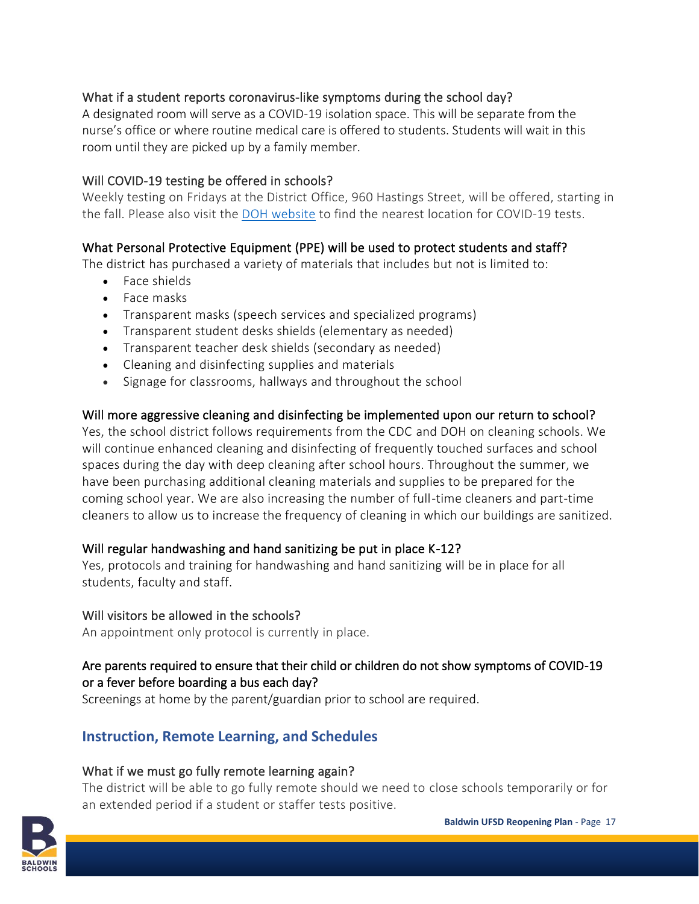### What if a student reports coronavirus-like symptoms during the school day?

A designated room will serve as a COVID-19 isolation space. This will be separate from the nurse's office or where routine medical care is offered to students. Students will wait in this room until they are picked up by a family member.

### Will COVID-19 testing be offered in schools?

Weekly testing on Fridays at the District Office, 960 Hastings Street, will be offered, starting in the fall. Please also visit the [DOH website] to find the nearest location for COVID-19 tests.

### What Personal Protective Equipment (PPE) will be used to protect students and staff?

The district has purchased a variety of materials that includes but not is limited to:

- Face shields
- Face masks
- Transparent masks (speech services and specialized programs)
- Transparent student desks shields (elementary as needed)
- Transparent teacher desk shields (secondary as needed)
- Cleaning and disinfecting supplies and materials
- Signage for classrooms, hallways and throughout the school

### Will more aggressive cleaning and disinfecting be implemented upon our return to school?

Yes, the school district follows requirements from the CDC and DOH on cleaning schools. We will continue enhanced cleaning and disinfecting of frequently touched surfaces and school spaces during the day with deep cleaning after school hours. Throughout the summer, we have been purchasing additional cleaning materials and supplies to be prepared for the coming school year. We are also increasing the number of full-time cleaners and part-time cleaners to allow us to increase the frequency of cleaning in which our buildings are sanitized.

### Will regular handwashing and hand sanitizing be put in place K-12?

Yes, protocols and training for handwashing and hand sanitizing will be in place for all students, faculty and staff.

### Will visitors be allowed in the schools?

An appointment only protocol is currently in place.

### Are parents required to ensure that their child or children do not show symptoms of COVID-19 or a fever before boarding a bus each day?

Screenings at home by the parent/guardian prior to school are required.

## Instruction, Remote Learning, and Schedules

### What if we must go fully remote learning again?

The district will be able to go fully remote should we need to close schools temporarily or for an extended period if a student or staffer tests positive.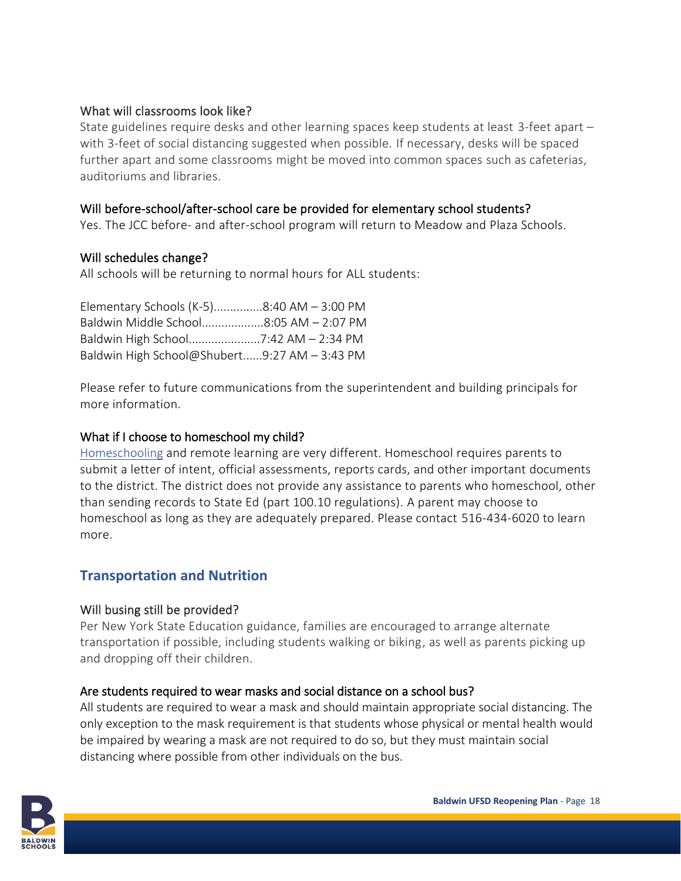### What will classrooms look like?

State guidelines require desks and other learning spaces keep students at least 3-feet apart – with 3-feet of social distancing suggested when possible. If necessary, desks will be spaced further apart and some classrooms might be moved into common spaces such as cafeterias, auditoriums and libraries.

### Will before-school/after-school care be provided for elementary school students?

Yes. The JCC before- and after-school program will return to Meadow and Plaza Schools.

### Will schedules change?

All schools will be returning to normal hours for ALL students:

Elementary Schools (K-5)...............8:40 AM – 3:00 PM
Baldwin Middle School...................8:05 AM – 2:07 PM
Baldwin High School......................7:42 AM – 2:34 PM
Baldwin High School@Shubert......9:27 AM – 3:43 PM

Please refer to future communications from the superintendent and building principals for more information.

### What if I choose to homeschool my child?

Homeschooling and remote learning are very different. Homeschool requires parents to submit a letter of intent, official assessments, reports cards, and other important documents to the district. The district does not provide any assistance to parents who homeschool, other than sending records to State Ed (part 100.10 regulations). A parent may choose to homeschool as long as they are adequately prepared. Please contact 516-434-6020 to learn more.

## Transportation and Nutrition

### Will busing still be provided?

Per New York State Education guidance, families are encouraged to arrange alternate transportation if possible, including students walking or biking, as well as parents picking up and dropping off their children.

### Are students required to wear masks and social distance on a school bus?

All students are required to wear a mask and should maintain appropriate social distancing. The only exception to the mask requirement is that students whose physical or mental health would be impaired by wearing a mask are not required to do so, but they must maintain social distancing where possible from other individuals on the bus.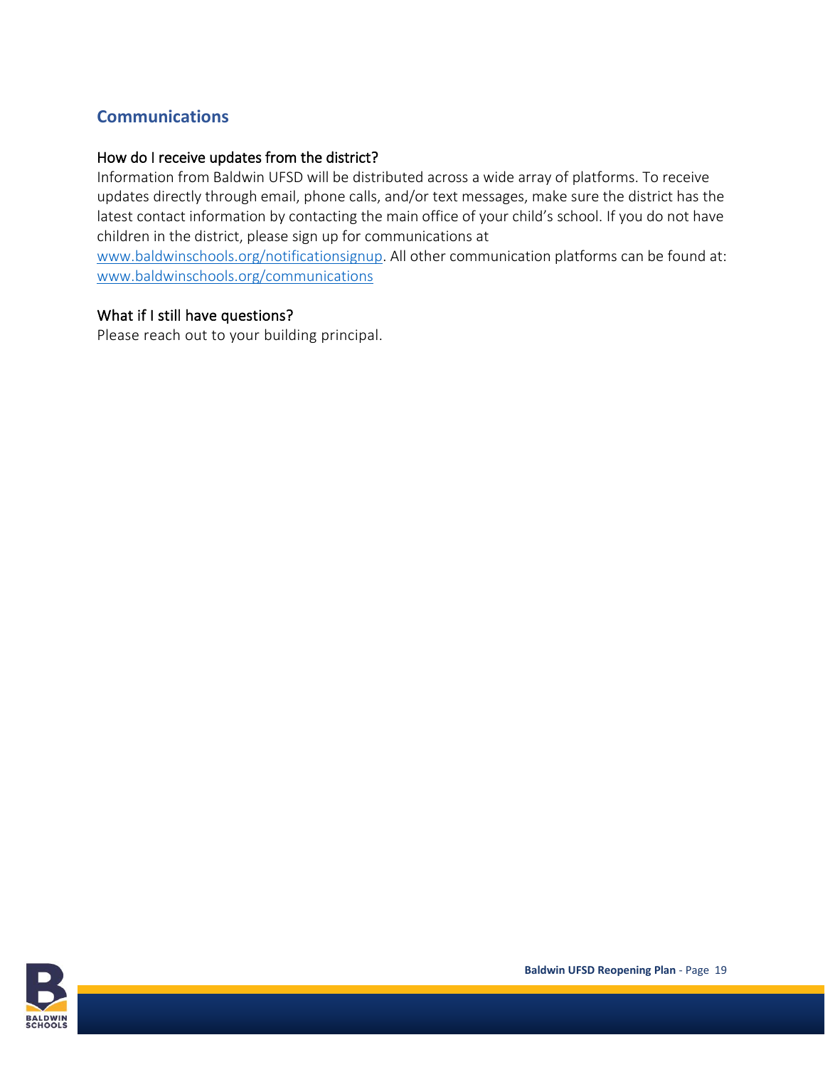## Communications

### How do I receive updates from the district?

Information from Baldwin UFSD will be distributed across a wide array of platforms. To receive updates directly through email, phone calls, and/or text messages, make sure the district has the latest contact information by contacting the main office of your child's school. If you do not have children in the district, please sign up for communications at [www.baldwinschools.org/notificationsignup](www.baldwinschools.org/notificationsignup). All other communication platforms can be found at: [www.baldwinschools.org/communications](www.baldwinschools.org/communications)

### What if I still have questions?

Please reach out to your building principal.